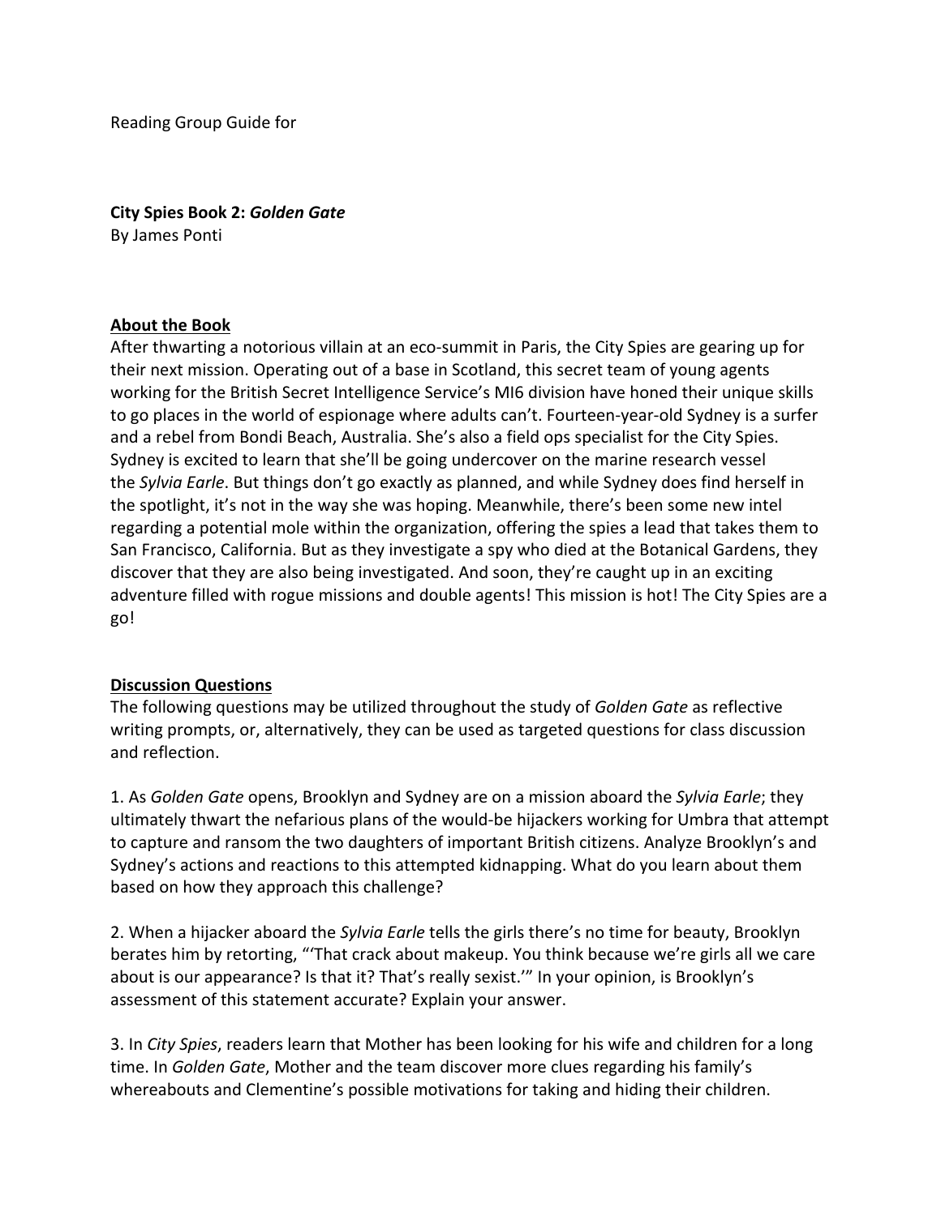Reading Group Guide for

**City Spies Book 2: *Golden Gate***
By James Ponti

**About the Book**

After thwarting a notorious villain at an eco-summit in Paris, the City Spies are gearing up for their next mission. Operating out of a base in Scotland, this secret team of young agents working for the British Secret Intelligence Service's MI6 division have honed their unique skills to go places in the world of espionage where adults can't. Fourteen-year-old Sydney is a surfer and a rebel from Bondi Beach, Australia. She's also a field ops specialist for the City Spies. Sydney is excited to learn that she'll be going undercover on the marine research vessel the *Sylvia Earle*. But things don't go exactly as planned, and while Sydney does find herself in the spotlight, it's not in the way she was hoping. Meanwhile, there's been some new intel regarding a potential mole within the organization, offering the spies a lead that takes them to San Francisco, California. But as they investigate a spy who died at the Botanical Gardens, they discover that they are also being investigated. And soon, they're caught up in an exciting adventure filled with rogue missions and double agents! This mission is hot! The City Spies are a go!

**Discussion Questions**

The following questions may be utilized throughout the study of *Golden Gate* as reflective writing prompts, or, alternatively, they can be used as targeted questions for class discussion and reflection.

1. As *Golden Gate* opens, Brooklyn and Sydney are on a mission aboard the *Sylvia Earle*; they ultimately thwart the nefarious plans of the would-be hijackers working for Umbra that attempt to capture and ransom the two daughters of important British citizens. Analyze Brooklyn's and Sydney's actions and reactions to this attempted kidnapping. What do you learn about them based on how they approach this challenge?

2. When a hijacker aboard the *Sylvia Earle* tells the girls there's no time for beauty, Brooklyn berates him by retorting, "'That crack about makeup. You think because we're girls all we care about is our appearance? Is that it? That's really sexist.'" In your opinion, is Brooklyn's assessment of this statement accurate? Explain your answer.

3. In *City Spies*, readers learn that Mother has been looking for his wife and children for a long time. In *Golden Gate*, Mother and the team discover more clues regarding his family's whereabouts and Clementine's possible motivations for taking and hiding their children.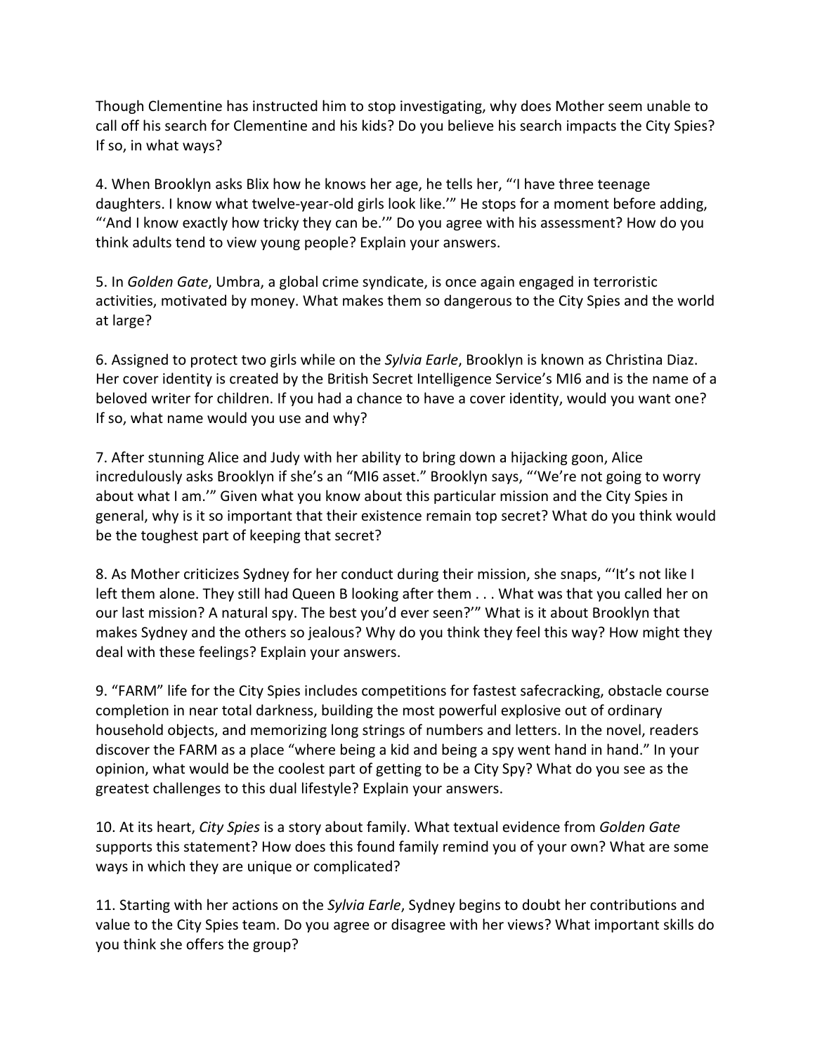Though Clementine has instructed him to stop investigating, why does Mother seem unable to call off his search for Clementine and his kids? Do you believe his search impacts the City Spies? If so, in what ways?

4. When Brooklyn asks Blix how he knows her age, he tells her, "'I have three teenage daughters. I know what twelve-year-old girls look like.'" He stops for a moment before adding, "'And I know exactly how tricky they can be.'" Do you agree with his assessment? How do you think adults tend to view young people? Explain your answers.

5. In *Golden Gate*, Umbra, a global crime syndicate, is once again engaged in terroristic activities, motivated by money. What makes them so dangerous to the City Spies and the world at large?

6. Assigned to protect two girls while on the *Sylvia Earle*, Brooklyn is known as Christina Diaz. Her cover identity is created by the British Secret Intelligence Service's MI6 and is the name of a beloved writer for children. If you had a chance to have a cover identity, would you want one? If so, what name would you use and why?

7. After stunning Alice and Judy with her ability to bring down a hijacking goon, Alice incredulously asks Brooklyn if she's an "MI6 asset." Brooklyn says, "'We're not going to worry about what I am.'" Given what you know about this particular mission and the City Spies in general, why is it so important that their existence remain top secret? What do you think would be the toughest part of keeping that secret?

8. As Mother criticizes Sydney for her conduct during their mission, she snaps, "'It's not like I left them alone. They still had Queen B looking after them . . . What was that you called her on our last mission? A natural spy. The best you'd ever seen?'" What is it about Brooklyn that makes Sydney and the others so jealous? Why do you think they feel this way? How might they deal with these feelings? Explain your answers.

9. "FARM" life for the City Spies includes competitions for fastest safecracking, obstacle course completion in near total darkness, building the most powerful explosive out of ordinary household objects, and memorizing long strings of numbers and letters. In the novel, readers discover the FARM as a place "where being a kid and being a spy went hand in hand." In your opinion, what would be the coolest part of getting to be a City Spy? What do you see as the greatest challenges to this dual lifestyle? Explain your answers.

10. At its heart, *City Spies* is a story about family. What textual evidence from *Golden Gate* supports this statement? How does this found family remind you of your own? What are some ways in which they are unique or complicated?

11. Starting with her actions on the *Sylvia Earle*, Sydney begins to doubt her contributions and value to the City Spies team. Do you agree or disagree with her views? What important skills do you think she offers the group?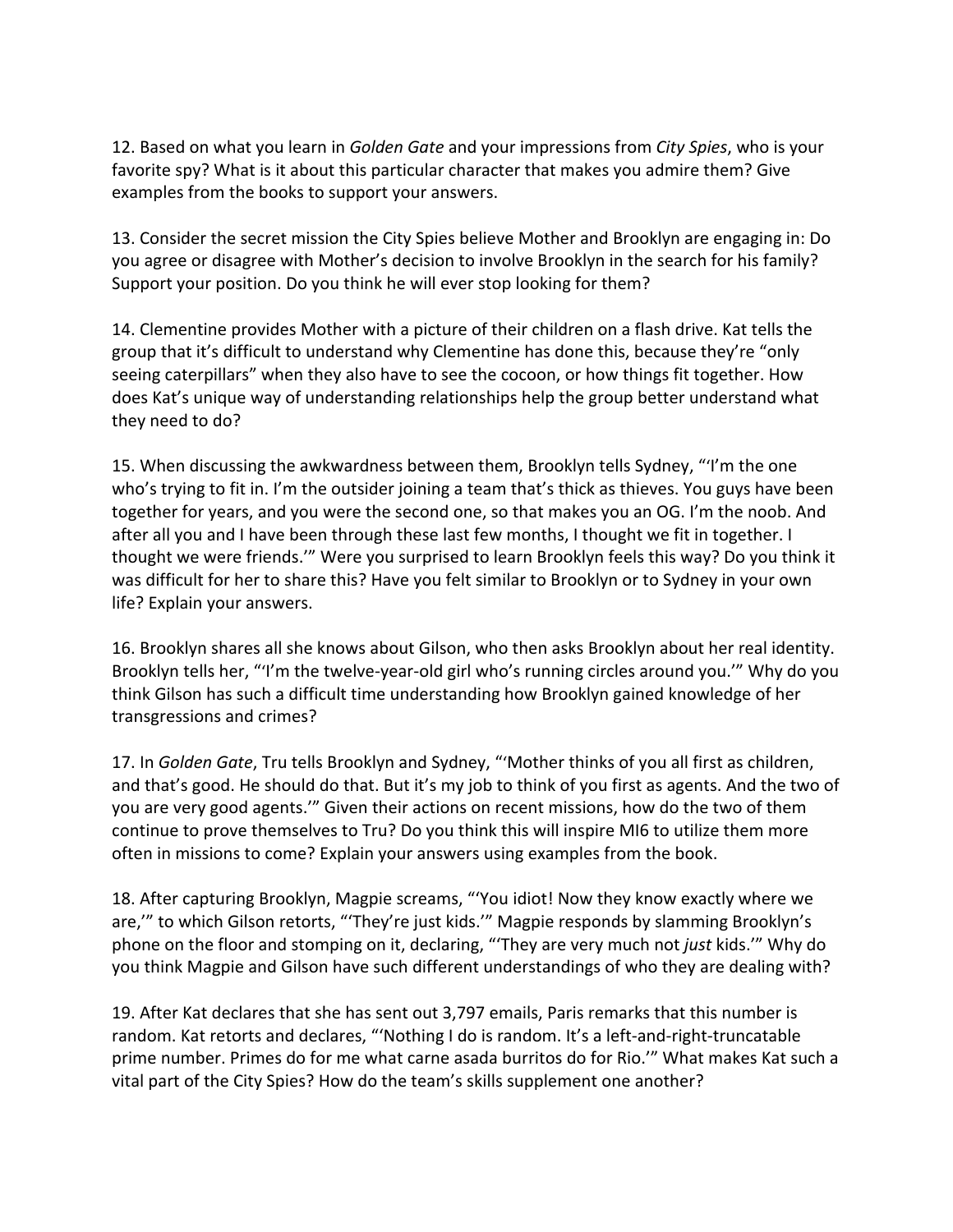12. Based on what you learn in *Golden Gate* and your impressions from *City Spies*, who is your favorite spy? What is it about this particular character that makes you admire them? Give examples from the books to support your answers.

13. Consider the secret mission the City Spies believe Mother and Brooklyn are engaging in: Do you agree or disagree with Mother's decision to involve Brooklyn in the search for his family? Support your position. Do you think he will ever stop looking for them?

14. Clementine provides Mother with a picture of their children on a flash drive. Kat tells the group that it's difficult to understand why Clementine has done this, because they're "only seeing caterpillars" when they also have to see the cocoon, or how things fit together. How does Kat's unique way of understanding relationships help the group better understand what they need to do?

15. When discussing the awkwardness between them, Brooklyn tells Sydney, "'I'm the one who's trying to fit in. I'm the outsider joining a team that's thick as thieves. You guys have been together for years, and you were the second one, so that makes you an OG. I'm the noob. And after all you and I have been through these last few months, I thought we fit in together. I thought we were friends.'" Were you surprised to learn Brooklyn feels this way? Do you think it was difficult for her to share this? Have you felt similar to Brooklyn or to Sydney in your own life? Explain your answers.

16. Brooklyn shares all she knows about Gilson, who then asks Brooklyn about her real identity. Brooklyn tells her, "'I'm the twelve-year-old girl who's running circles around you.'" Why do you think Gilson has such a difficult time understanding how Brooklyn gained knowledge of her transgressions and crimes?

17. In *Golden Gate*, Tru tells Brooklyn and Sydney, "'Mother thinks of you all first as children, and that's good. He should do that. But it's my job to think of you first as agents. And the two of you are very good agents.'" Given their actions on recent missions, how do the two of them continue to prove themselves to Tru? Do you think this will inspire MI6 to utilize them more often in missions to come? Explain your answers using examples from the book.

18. After capturing Brooklyn, Magpie screams, "'You idiot! Now they know exactly where we are,'" to which Gilson retorts, "'They're just kids.'" Magpie responds by slamming Brooklyn's phone on the floor and stomping on it, declaring, "'They are very much not *just* kids.'" Why do you think Magpie and Gilson have such different understandings of who they are dealing with?

19. After Kat declares that she has sent out 3,797 emails, Paris remarks that this number is random. Kat retorts and declares, "'Nothing I do is random. It's a left-and-right-truncatable prime number. Primes do for me what carne asada burritos do for Rio.'" What makes Kat such a vital part of the City Spies? How do the team's skills supplement one another?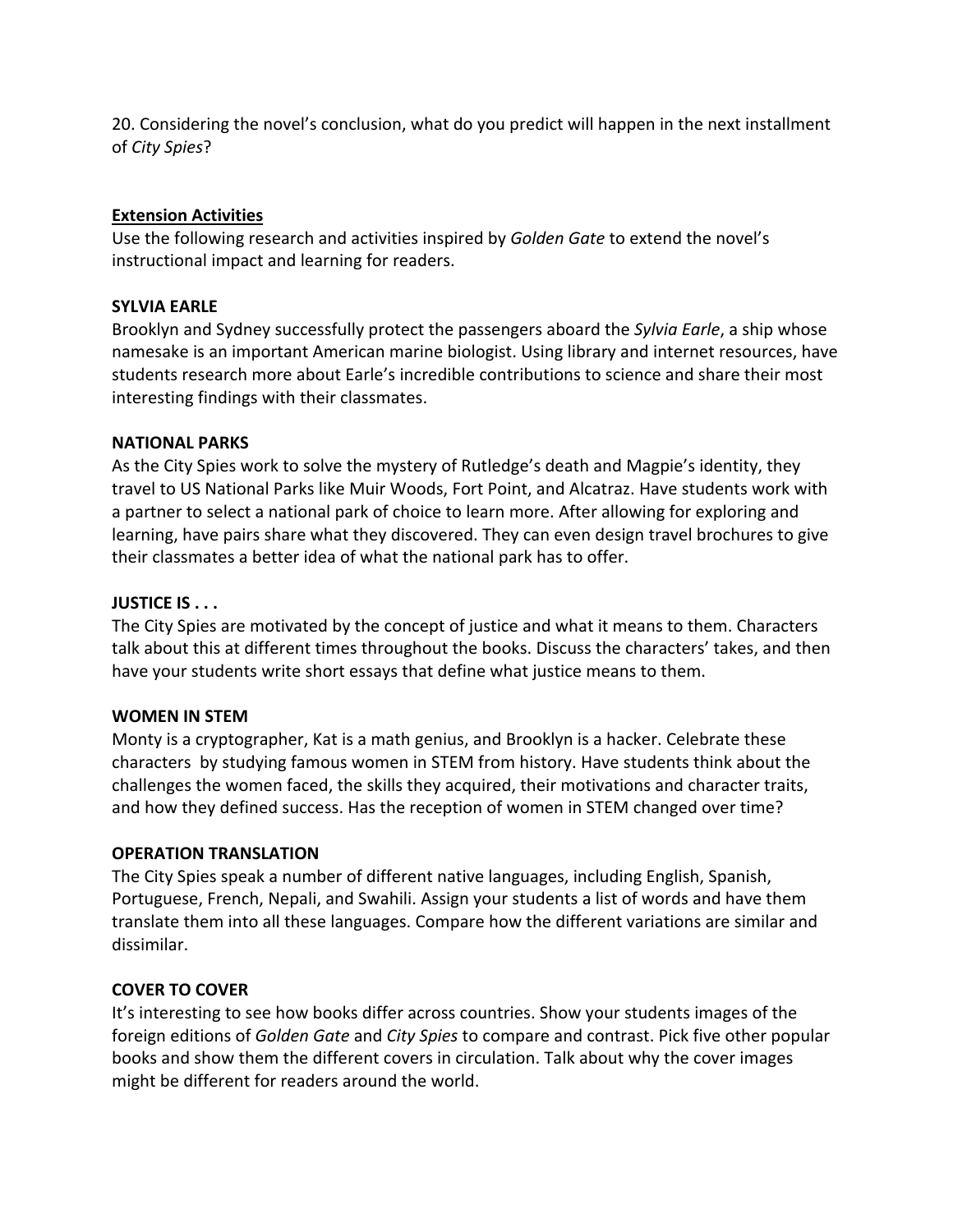20. Considering the novel's conclusion, what do you predict will happen in the next installment of *City Spies*?

## Extension Activities

Use the following research and activities inspired by *Golden Gate* to extend the novel's instructional impact and learning for readers.

### SYLVIA EARLE

Brooklyn and Sydney successfully protect the passengers aboard the *Sylvia Earle*, a ship whose namesake is an important American marine biologist. Using library and internet resources, have students research more about Earle's incredible contributions to science and share their most interesting findings with their classmates.

### NATIONAL PARKS

As the City Spies work to solve the mystery of Rutledge's death and Magpie's identity, they travel to US National Parks like Muir Woods, Fort Point, and Alcatraz. Have students work with a partner to select a national park of choice to learn more. After allowing for exploring and learning, have pairs share what they discovered. They can even design travel brochures to give their classmates a better idea of what the national park has to offer.

### JUSTICE IS . . .

The City Spies are motivated by the concept of justice and what it means to them. Characters talk about this at different times throughout the books. Discuss the characters' takes, and then have your students write short essays that define what justice means to them.

### WOMEN IN STEM

Monty is a cryptographer, Kat is a math genius, and Brooklyn is a hacker. Celebrate these characters by studying famous women in STEM from history. Have students think about the challenges the women faced, the skills they acquired, their motivations and character traits, and how they defined success. Has the reception of women in STEM changed over time?

### OPERATION TRANSLATION

The City Spies speak a number of different native languages, including English, Spanish, Portuguese, French, Nepali, and Swahili. Assign your students a list of words and have them translate them into all these languages. Compare how the different variations are similar and dissimilar.

### COVER TO COVER

It's interesting to see how books differ across countries. Show your students images of the foreign editions of *Golden Gate* and *City Spies* to compare and contrast. Pick five other popular books and show them the different covers in circulation. Talk about why the cover images might be different for readers around the world.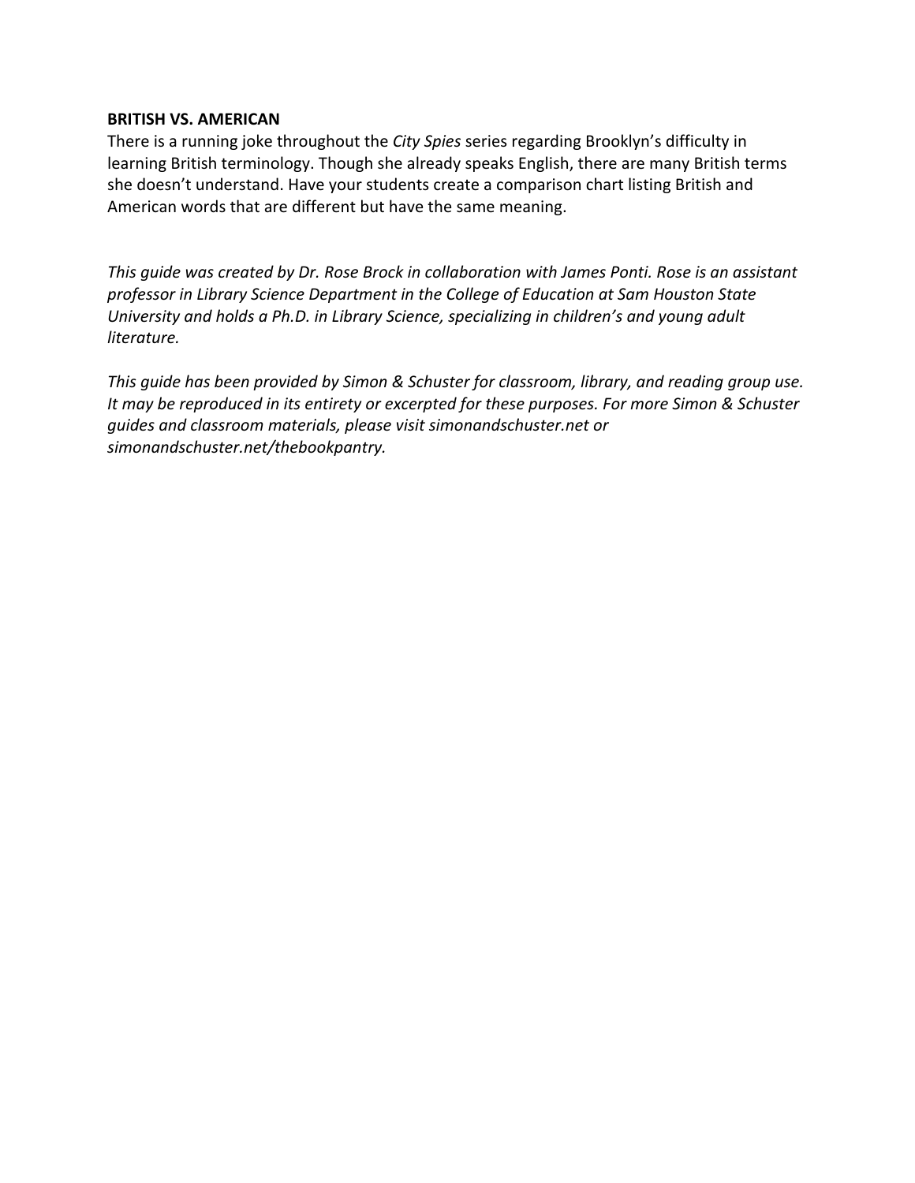**BRITISH VS. AMERICAN**

There is a running joke throughout the *City Spies* series regarding Brooklyn's difficulty in learning British terminology. Though she already speaks English, there are many British terms she doesn't understand. Have your students create a comparison chart listing British and American words that are different but have the same meaning.

*This guide was created by Dr. Rose Brock in collaboration with James Ponti. Rose is an assistant professor in Library Science Department in the College of Education at Sam Houston State University and holds a Ph.D. in Library Science, specializing in children's and young adult literature.*

*This guide has been provided by Simon & Schuster for classroom, library, and reading group use. It may be reproduced in its entirety or excerpted for these purposes. For more Simon & Schuster guides and classroom materials, please visit simonandschuster.net or simonandschuster.net/thebookpantry.*